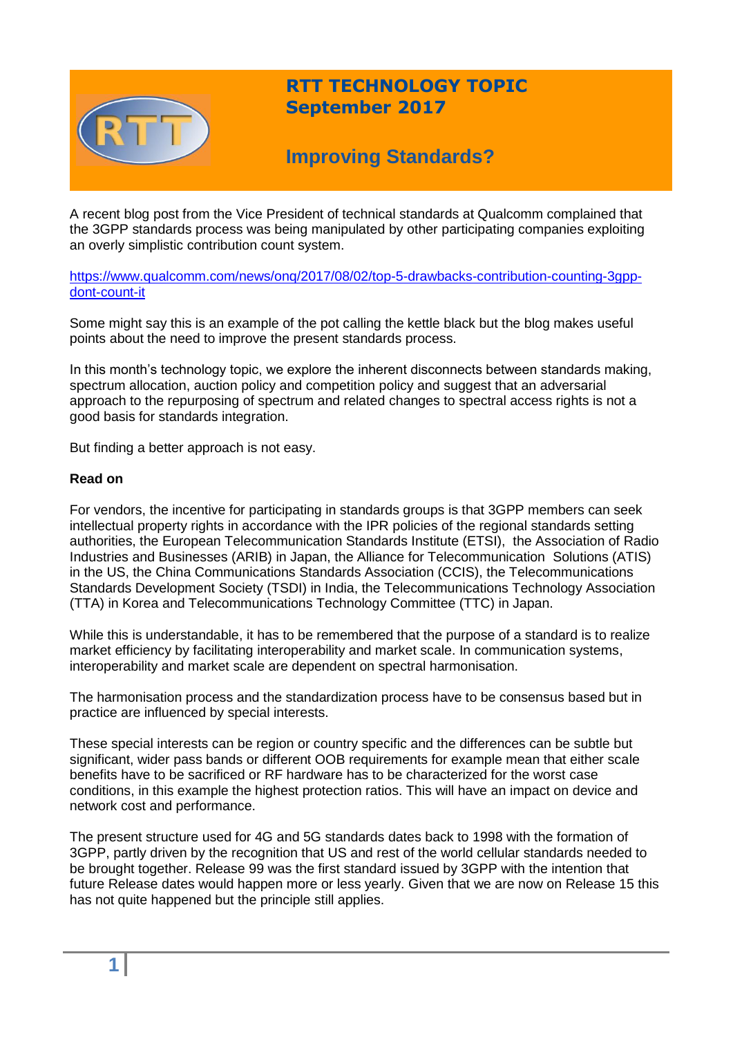# RTT TECHNOLOGY TOPIC
## September 2017

## Improving Standards?

A recent blog post from the Vice President of technical standards at Qualcomm complained that the 3GPP standards process was being manipulated by other participating companies exploiting an overly simplistic contribution count system.

https://www.qualcomm.com/news/onq/2017/08/02/top-5-drawbacks-contribution-counting-3gpp-dont-count-it

Some might say this is an example of the pot calling the kettle black but the blog makes useful points about the need to improve the present standards process.

In this month's technology topic, we explore the inherent disconnects between standards making, spectrum allocation, auction policy and competition policy and suggest that an adversarial approach to the repurposing of spectrum and related changes to spectral access rights is not a good basis for standards integration.

But finding a better approach is not easy.

**Read on**

For vendors, the incentive for participating in standards groups is that 3GPP members can seek intellectual property rights in accordance with the IPR policies of the regional standards setting authorities, the European Telecommunication Standards Institute (ETSI), the Association of Radio Industries and Businesses (ARIB) in Japan, the Alliance for Telecommunication Solutions (ATIS) in the US, the China Communications Standards Association (CCIS), the Telecommunications Standards Development Society (TSDI) in India, the Telecommunications Technology Association (TTA) in Korea and Telecommunications Technology Committee (TTC) in Japan.

While this is understandable, it has to be remembered that the purpose of a standard is to realize market efficiency by facilitating interoperability and market scale. In communication systems, interoperability and market scale are dependent on spectral harmonisation.

The harmonisation process and the standardization process have to be consensus based but in practice are influenced by special interests.

These special interests can be region or country specific and the differences can be subtle but significant, wider pass bands or different OOB requirements for example mean that either scale benefits have to be sacrificed or RF hardware has to be characterized for the worst case conditions, in this example the highest protection ratios. This will have an impact on device and network cost and performance.

The present structure used for 4G and 5G standards dates back to 1998 with the formation of 3GPP, partly driven by the recognition that US and rest of the world cellular standards needed to be brought together. Release 99 was the first standard issued by 3GPP with the intention that future Release dates would happen more or less yearly. Given that we are now on Release 15 this has not quite happened but the principle still applies.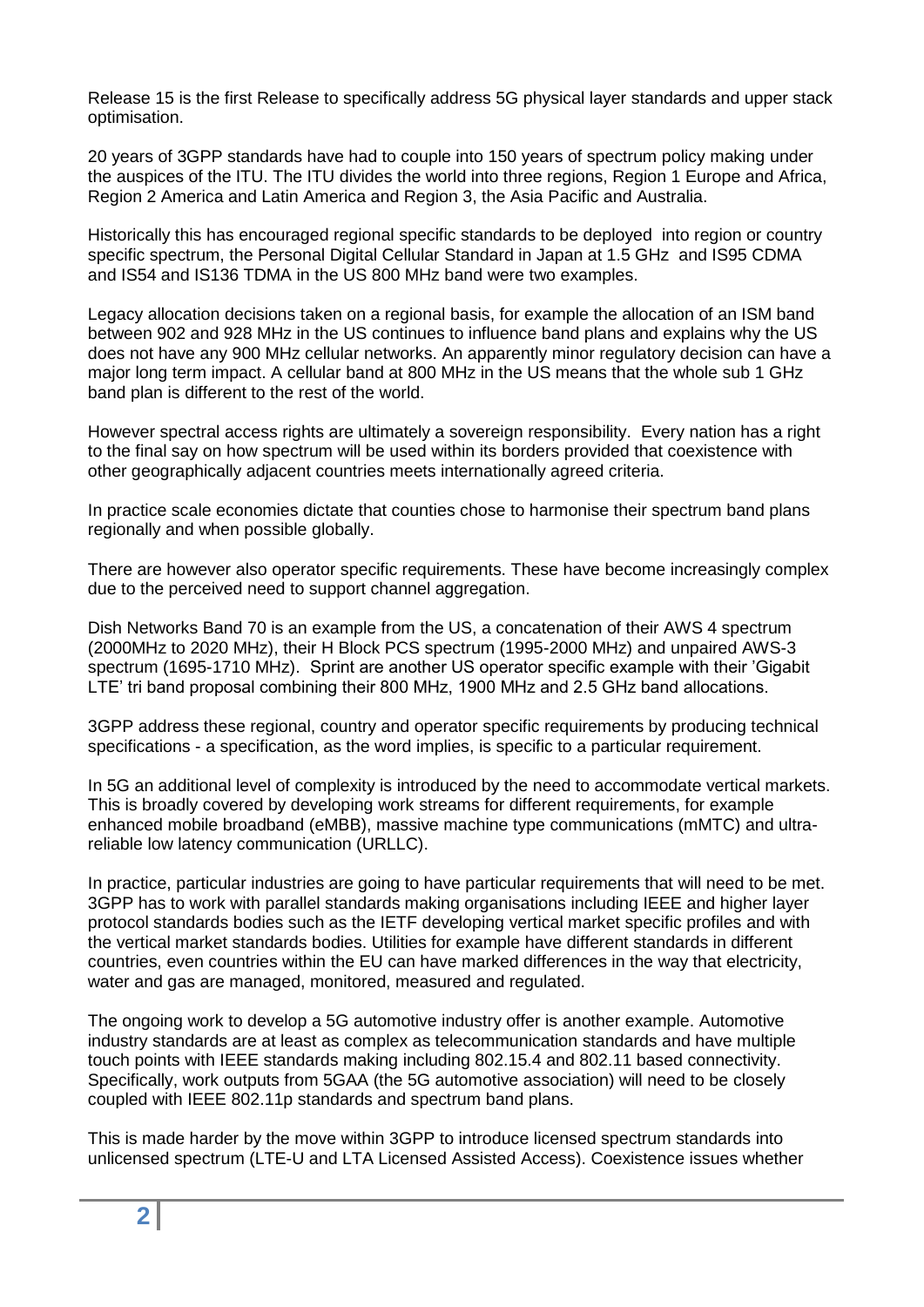Release 15 is the first Release to specifically address 5G physical layer standards and upper stack optimisation.

20 years of 3GPP standards have had to couple into 150 years of spectrum policy making under the auspices of the ITU. The ITU divides the world into three regions, Region 1 Europe and Africa, Region 2 America and Latin America and Region 3, the Asia Pacific and Australia.

Historically this has encouraged regional specific standards to be deployed into region or country specific spectrum, the Personal Digital Cellular Standard in Japan at 1.5 GHz and IS95 CDMA and IS54 and IS136 TDMA in the US 800 MHz band were two examples.

Legacy allocation decisions taken on a regional basis, for example the allocation of an ISM band between 902 and 928 MHz in the US continues to influence band plans and explains why the US does not have any 900 MHz cellular networks. An apparently minor regulatory decision can have a major long term impact. A cellular band at 800 MHz in the US means that the whole sub 1 GHz band plan is different to the rest of the world.

However spectral access rights are ultimately a sovereign responsibility. Every nation has a right to the final say on how spectrum will be used within its borders provided that coexistence with other geographically adjacent countries meets internationally agreed criteria.

In practice scale economies dictate that counties chose to harmonise their spectrum band plans regionally and when possible globally.

There are however also operator specific requirements. These have become increasingly complex due to the perceived need to support channel aggregation.

Dish Networks Band 70 is an example from the US, a concatenation of their AWS 4 spectrum (2000MHz to 2020 MHz), their H Block PCS spectrum (1995-2000 MHz) and unpaired AWS-3 spectrum (1695-1710 MHz). Sprint are another US operator specific example with their 'Gigabit LTE' tri band proposal combining their 800 MHz, 1900 MHz and 2.5 GHz band allocations.

3GPP address these regional, country and operator specific requirements by producing technical specifications - a specification, as the word implies, is specific to a particular requirement.

In 5G an additional level of complexity is introduced by the need to accommodate vertical markets. This is broadly covered by developing work streams for different requirements, for example enhanced mobile broadband (eMBB), massive machine type communications (mMTC) and ultra-reliable low latency communication (URLLC).

In practice, particular industries are going to have particular requirements that will need to be met. 3GPP has to work with parallel standards making organisations including IEEE and higher layer protocol standards bodies such as the IETF developing vertical market specific profiles and with the vertical market standards bodies. Utilities for example have different standards in different countries, even countries within the EU can have marked differences in the way that electricity, water and gas are managed, monitored, measured and regulated.

The ongoing work to develop a 5G automotive industry offer is another example. Automotive industry standards are at least as complex as telecommunication standards and have multiple touch points with IEEE standards making including 802.15.4 and 802.11 based connectivity. Specifically, work outputs from 5GAA (the 5G automotive association) will need to be closely coupled with IEEE 802.11p standards and spectrum band plans.

This is made harder by the move within 3GPP to introduce licensed spectrum standards into unlicensed spectrum (LTE-U and LTA Licensed Assisted Access). Coexistence issues whether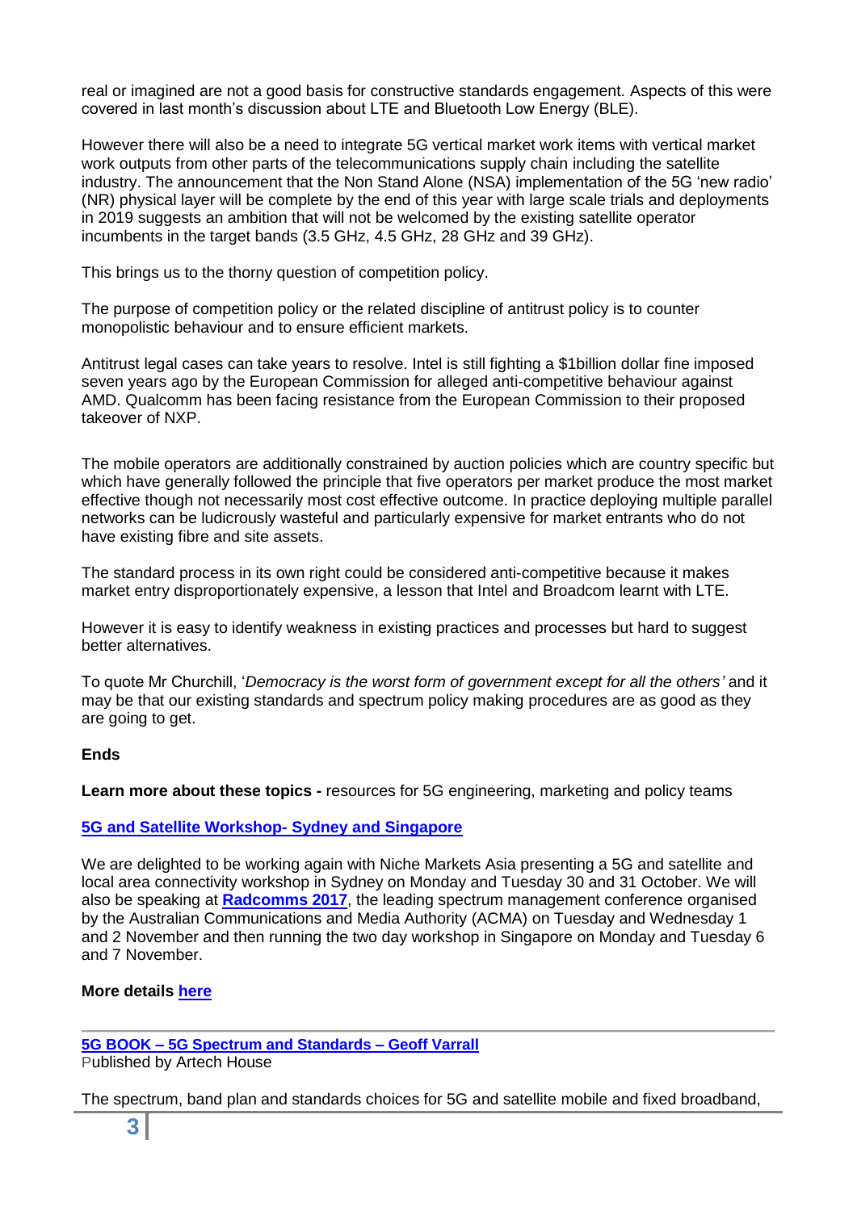real or imagined are not a good basis for constructive standards engagement. Aspects of this were covered in last month's discussion about LTE and Bluetooth Low Energy (BLE).

However there will also be a need to integrate 5G vertical market work items with vertical market work outputs from other parts of the telecommunications supply chain including the satellite industry. The announcement that the Non Stand Alone (NSA) implementation of the 5G 'new radio' (NR) physical layer will be complete by the end of this year with large scale trials and deployments in 2019 suggests an ambition that will not be welcomed by the existing satellite operator incumbents in the target bands (3.5 GHz, 4.5 GHz, 28 GHz and 39 GHz).

This brings us to the thorny question of competition policy.

The purpose of competition policy or the related discipline of antitrust policy is to counter monopolistic behaviour and to ensure efficient markets.

Antitrust legal cases can take years to resolve. Intel is still fighting a $1billion dollar fine imposed seven years ago by the European Commission for alleged anti-competitive behaviour against AMD. Qualcomm has been facing resistance from the European Commission to their proposed takeover of NXP.

The mobile operators are additionally constrained by auction policies which are country specific but which have generally followed the principle that five operators per market produce the most market effective though not necessarily most cost effective outcome. In practice deploying multiple parallel networks can be ludicrously wasteful and particularly expensive for market entrants who do not have existing fibre and site assets.

The standard process in its own right could be considered anti-competitive because it makes market entry disproportionately expensive, a lesson that Intel and Broadcom learnt with LTE.

However it is easy to identify weakness in existing practices and processes but hard to suggest better alternatives.

To quote Mr Churchill, '*Democracy is the worst form of government except for all the others'* and it may be that our existing standards and spectrum policy making procedures are as good as they are going to get.

**Ends**

**Learn more about these topics -** resources for 5G engineering, marketing and policy teams

**5G and Satellite Workshop- Sydney and Singapore**

We are delighted to be working again with Niche Markets Asia presenting a 5G and satellite and local area connectivity workshop in Sydney on Monday and Tuesday 30 and 31 October. We will also be speaking at **Radcomms 2017**, the leading spectrum management conference organised by the Australian Communications and Media Authority (ACMA) on Tuesday and Wednesday 1 and 2 November and then running the two day workshop in Singapore on Monday and Tuesday 6 and 7 November.

**More details here**

---

**5G BOOK – 5G Spectrum and Standards – Geoff Varrall**
Published by Artech House

The spectrum, band plan and standards choices for 5G and satellite mobile and fixed broadband,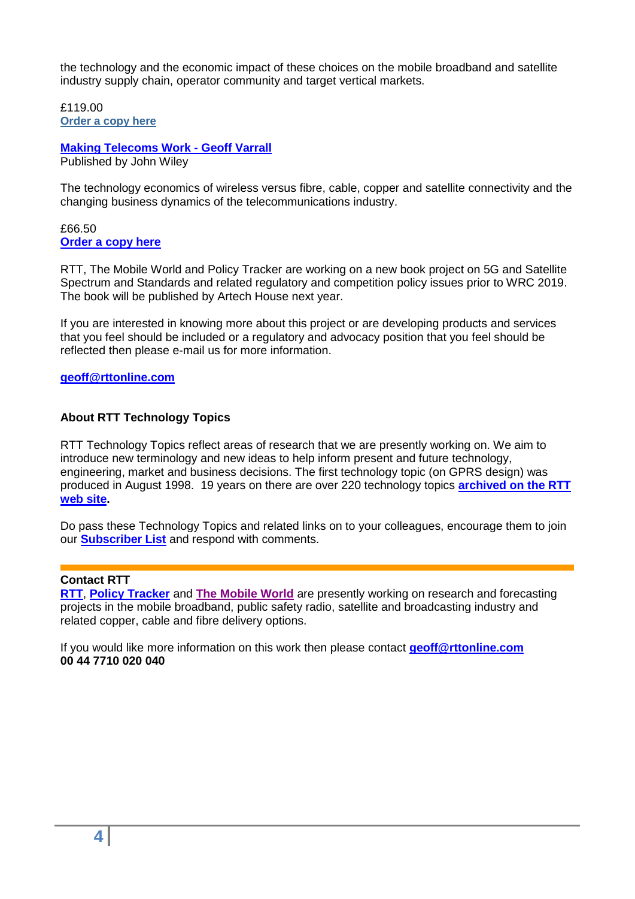the technology and the economic impact of these choices on the mobile broadband and satellite industry supply chain, operator community and target vertical markets.

£119.00
**Order a copy here**

**Making Telecoms Work - Geoff Varrall**
Published by John Wiley

The technology economics of wireless versus fibre, cable, copper and satellite connectivity and the changing business dynamics of the telecommunications industry.

£66.50
**Order a copy here**

RTT, The Mobile World and Policy Tracker are working on a new book project on 5G and Satellite Spectrum and Standards and related regulatory and competition policy issues prior to WRC 2019. The book will be published by Artech House next year.

If you are interested in knowing more about this project or are developing products and services that you feel should be included or a regulatory and advocacy position that you feel should be reflected then please e-mail us for more information.

**geoff@rttonline.com**

**About RTT Technology Topics**

RTT Technology Topics reflect areas of research that we are presently working on. We aim to introduce new terminology and new ideas to help inform present and future technology, engineering, market and business decisions. The first technology topic (on GPRS design) was produced in August 1998. 19 years on there are over 220 technology topics **archived on the RTT web site.**

Do pass these Technology Topics and related links on to your colleagues, encourage them to join our **Subscriber List** and respond with comments.

**Contact RTT**
**RTT**, **Policy Tracker** and **The Mobile World** are presently working on research and forecasting projects in the mobile broadband, public safety radio, satellite and broadcasting industry and related copper, cable and fibre delivery options.

If you would like more information on this work then please contact **geoff@rttonline.com**
**00 44 7710 020 040**